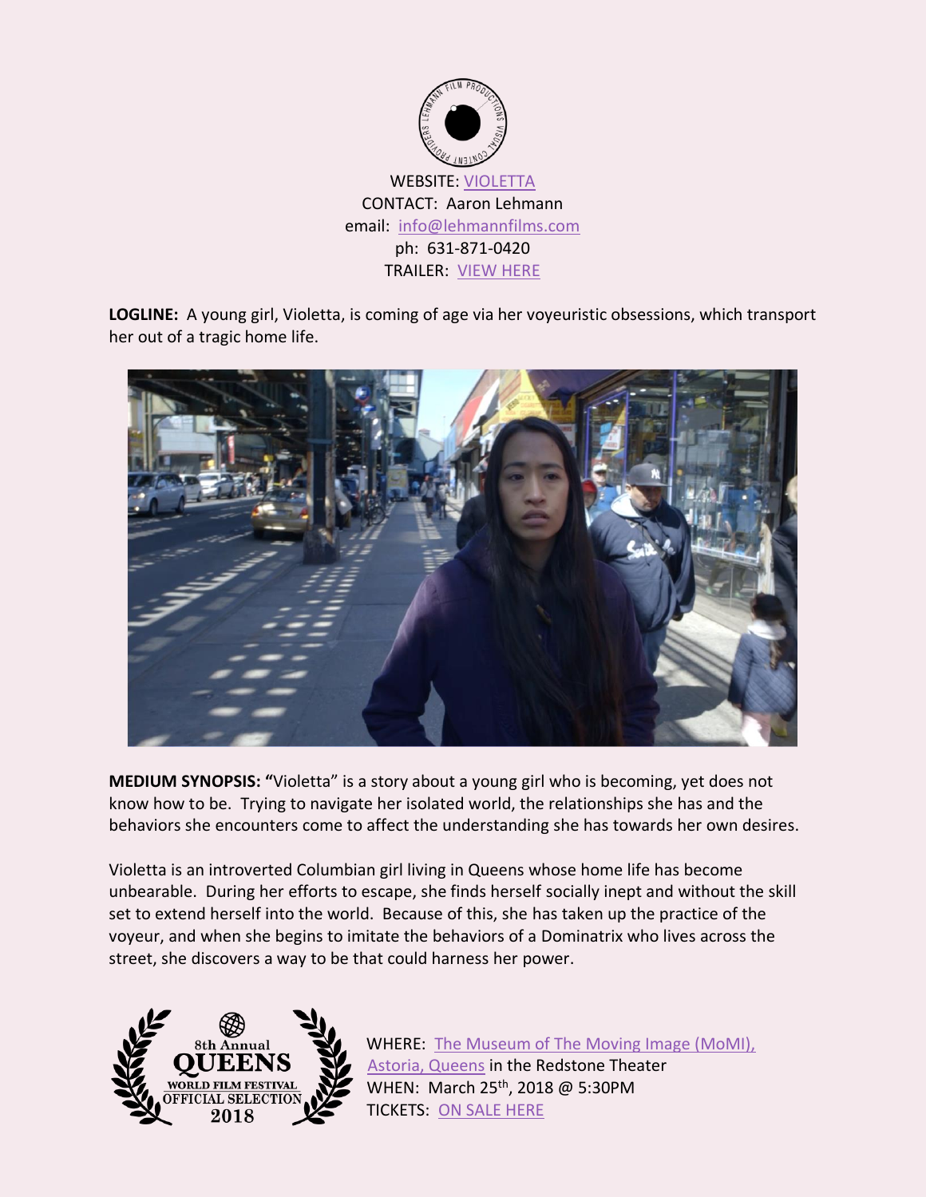WEBSITE: VIOLETTA
CONTACT: Aaron Lehmann
email: info@lehmannfilms.com
ph: 631-871-0420
TRAILER: VIEW HERE

**LOGLINE:** A young girl, Violetta, is coming of age via her voyeuristic obsessions, which transport her out of a tragic home life.

**MEDIUM SYNOPSIS:** "Violetta" is a story about a young girl who is becoming, yet does not know how to be. Trying to navigate her isolated world, the relationships she has and the behaviors she encounters come to affect the understanding she has towards her own desires.

Violetta is an introverted Columbian girl living in Queens whose home life has become unbearable. During her efforts to escape, she finds herself socially inept and without the skill set to extend herself into the world. Because of this, she has taken up the practice of the voyeur, and when she begins to imitate the behaviors of a Dominatrix who lives across the street, she discovers a way to be that could harness her power.

8th Annual QUEENS WORLD FILM FESTIVAL OFFICIAL SELECTION 2018

WHERE: The Museum of The Moving Image (MoMI), Astoria, Queens in the Redstone Theater
WHEN: March 25th, 2018 @ 5:30PM
TICKETS: ON SALE HERE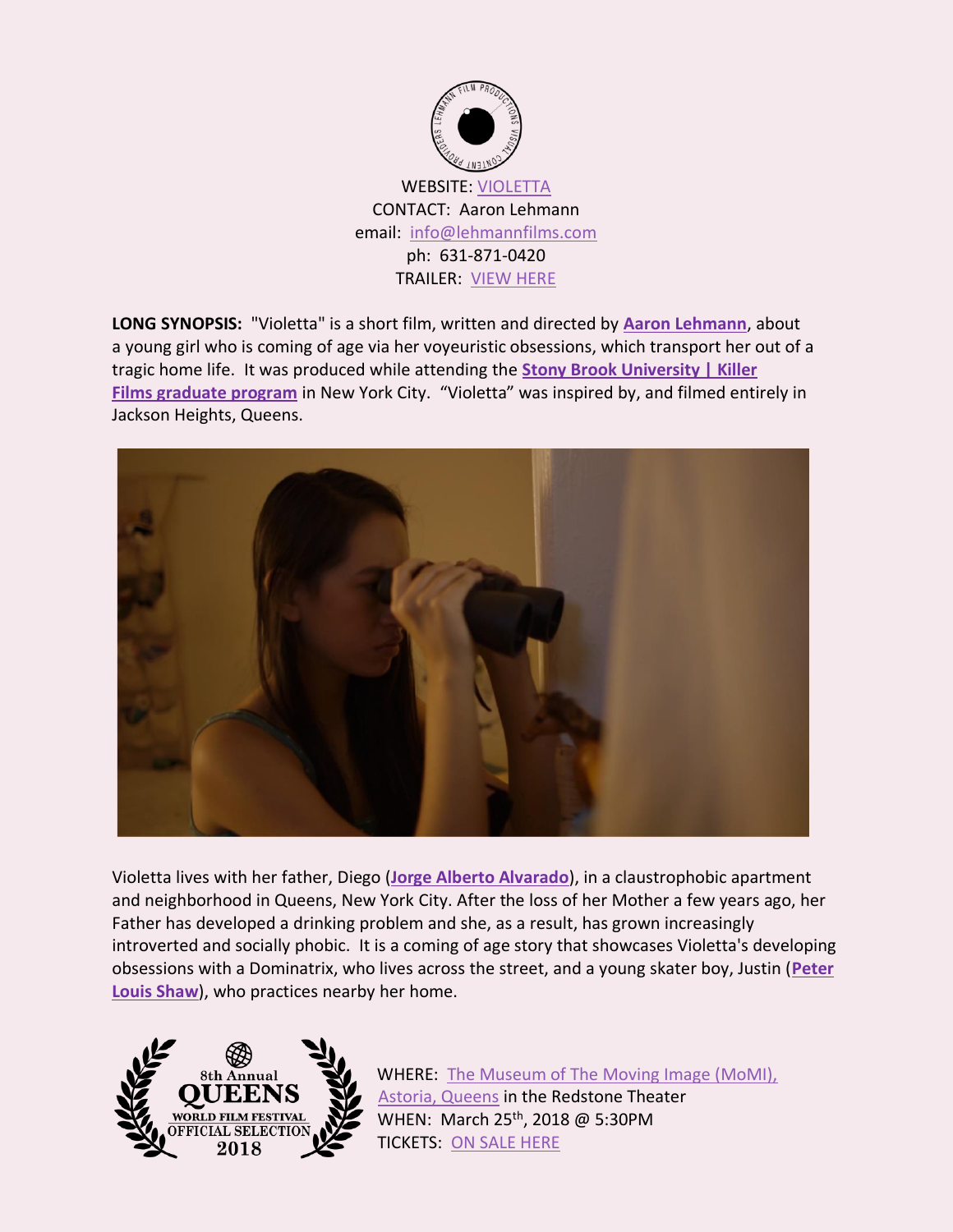WEBSITE: VIOLETTA
CONTACT: Aaron Lehmann
email: info@lehmannfilms.com
ph: 631-871-0420
TRAILER: VIEW HERE

**LONG SYNOPSIS:** "Violetta" is a short film, written and directed by **Aaron Lehmann**, about a young girl who is coming of age via her voyeuristic obsessions, which transport her out of a tragic home life. It was produced while attending the **Stony Brook University | Killer Films graduate program** in New York City. "Violetta" was inspired by, and filmed entirely in Jackson Heights, Queens.

Violetta lives with her father, Diego (**Jorge Alberto Alvarado**), in a claustrophobic apartment and neighborhood in Queens, New York City. After the loss of her Mother a few years ago, her Father has developed a drinking problem and she, as a result, has grown increasingly introverted and socially phobic. It is a coming of age story that showcases Violetta's developing obsessions with a Dominatrix, who lives across the street, and a young skater boy, Justin (**Peter Louis Shaw**), who practices nearby her home.

8th Annual QUEENS WORLD FILM FESTIVAL OFFICIAL SELECTION 2018

WHERE: The Museum of The Moving Image (MoMI), Astoria, Queens in the Redstone Theater
WHEN: March 25th, 2018 @ 5:30PM
TICKETS: ON SALE HERE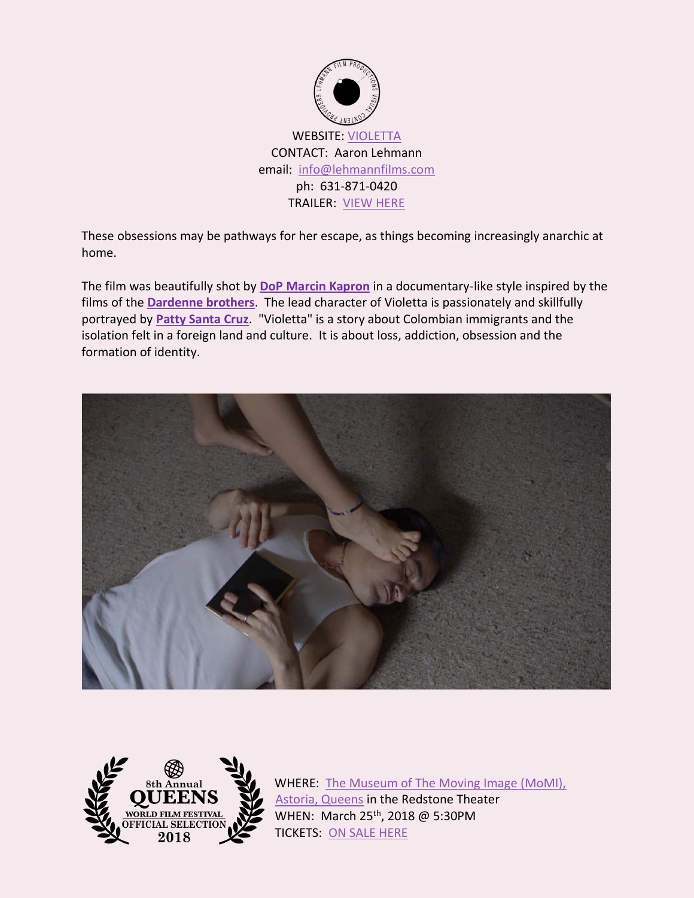WEBSITE: VIOLETTA
CONTACT: Aaron Lehmann
email: info@lehmannfilms.com
ph: 631-871-0420
TRAILER: VIEW HERE

These obsessions may be pathways for her escape, as things becoming increasingly anarchic at home.

The film was beautifully shot by **DoP Marcin Kapron** in a documentary-like style inspired by the films of the **Dardenne brothers**. The lead character of Violetta is passionately and skillfully portrayed by **Patty Santa Cruz**. "Violetta" is a story about Colombian immigrants and the isolation felt in a foreign land and culture. It is about loss, addiction, obsession and the formation of identity.

8th Annual QUEENS WORLD FILM FESTIVAL OFFICIAL SELECTION 2018

WHERE: The Museum of The Moving Image (MoMI), Astoria, Queens in the Redstone Theater
WHEN: March 25th, 2018 @ 5:30PM
TICKETS: ON SALE HERE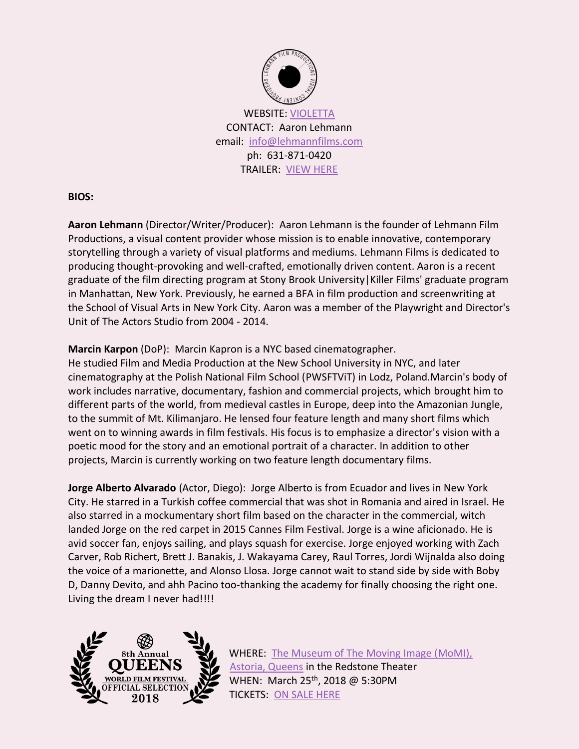WEBSITE: VIOLETTA
CONTACT: Aaron Lehmann
email: info@lehmannfilms.com
ph: 631-871-0420
TRAILER: VIEW HERE

**BIOS:**

**Aaron Lehmann** (Director/Writer/Producer): Aaron Lehmann is the founder of Lehmann Film Productions, a visual content provider whose mission is to enable innovative, contemporary storytelling through a variety of visual platforms and mediums. Lehmann Films is dedicated to producing thought-provoking and well-crafted, emotionally driven content. Aaron is a recent graduate of the film directing program at Stony Brook University|Killer Films' graduate program in Manhattan, New York. Previously, he earned a BFA in film production and screenwriting at the School of Visual Arts in New York City. Aaron was a member of the Playwright and Director's Unit of The Actors Studio from 2004 - 2014.

**Marcin Karpon** (DoP): Marcin Kapron is a NYC based cinematographer.
He studied Film and Media Production at the New School University in NYC, and later cinematography at the Polish National Film School (PWSFTViT) in Lodz, Poland.Marcin's body of work includes narrative, documentary, fashion and commercial projects, which brought him to different parts of the world, from medieval castles in Europe, deep into the Amazonian Jungle, to the summit of Mt. Kilimanjaro. He lensed four feature length and many short films which went on to winning awards in film festivals. His focus is to emphasize a director's vision with a poetic mood for the story and an emotional portrait of a character. In addition to other projects, Marcin is currently working on two feature length documentary films.

**Jorge Alberto Alvarado** (Actor, Diego): Jorge Alberto is from Ecuador and lives in New York City. He starred in a Turkish coffee commercial that was shot in Romania and aired in Israel. He also starred in a mockumentary short film based on the character in the commercial, witch landed Jorge on the red carpet in 2015 Cannes Film Festival. Jorge is a wine aficionado. He is avid soccer fan, enjoys sailing, and plays squash for exercise. Jorge enjoyed working with Zach Carver, Rob Richert, Brett J. Banakis, J. Wakayama Carey, Raul Torres, Jordi Wijnalda also doing the voice of a marionette, and Alonso Llosa. Jorge cannot wait to stand side by side with Boby D, Danny Devito, and ahh Pacino too-thanking the academy for finally choosing the right one. Living the dream I never had!!!!

8th Annual
QUEENS
WORLD FILM FESTIVAL
OFFICIAL SELECTION
2018

WHERE: The Museum of The Moving Image (MoMI), Astoria, Queens in the Redstone Theater
WHEN: March 25th, 2018 @ 5:30PM
TICKETS: ON SALE HERE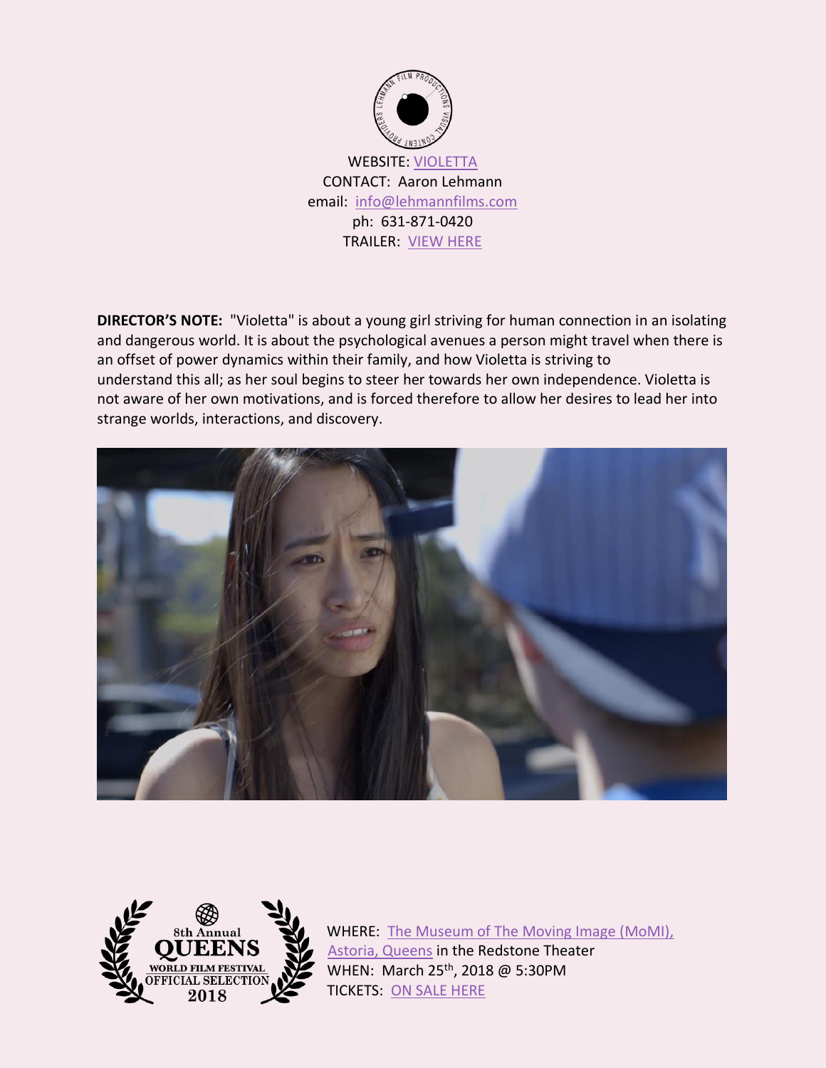WEBSITE: VIOLETTA
CONTACT: Aaron Lehmann
email: info@lehmannfilms.com
ph: 631-871-0420
TRAILER: VIEW HERE

**DIRECTOR'S NOTE:** "Violetta" is about a young girl striving for human connection in an isolating and dangerous world. It is about the psychological avenues a person might travel when there is an offset of power dynamics within their family, and how Violetta is striving to understand this all; as her soul begins to steer her towards her own independence. Violetta is not aware of her own motivations, and is forced therefore to allow her desires to lead her into strange worlds, interactions, and discovery.

WHERE: The Museum of The Moving Image (MoMI), Astoria, Queens in the Redstone Theater
WHEN: March 25th, 2018 @ 5:30PM
TICKETS: ON SALE HERE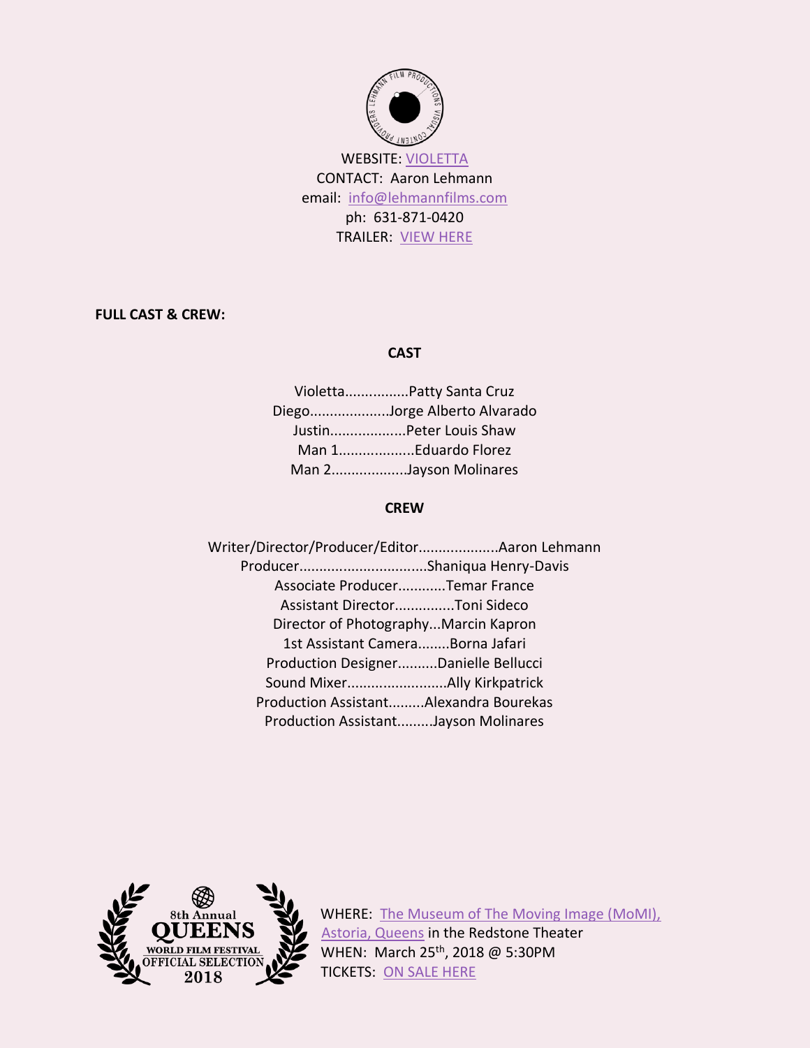WEBSITE: VIOLETTA
CONTACT: Aaron Lehmann
email: info@lehmannfilms.com
ph: 631-871-0420
TRAILER: VIEW HERE

**FULL CAST & CREW:**

**CAST**

Violetta................Patty Santa Cruz
Diego...................Jorge Alberto Alvarado
Justin..................Peter Louis Shaw
Man 1..................Eduardo Florez
Man 2..................Jayson Molinares

**CREW**

Writer/Director/Producer/Editor...................Aaron Lehmann
Producer...............................Shaniqua Henry-Davis
Associate Producer............Temar France
Assistant Director..............Toni Sideco
Director of Photography...Marcin Kapron
1st Assistant Camera........Borna Jafari
Production Designer..........Danielle Bellucci
Sound Mixer........................Ally Kirkpatrick
Production Assistant.........Alexandra Bourekas
Production Assistant.........Jayson Molinares

8th Annual QUEENS WORLD FILM FESTIVAL OFFICIAL SELECTION 2018

WHERE: The Museum of The Moving Image (MoMI), Astoria, Queens in the Redstone Theater
WHEN: March 25th, 2018 @ 5:30PM
TICKETS: ON SALE HERE